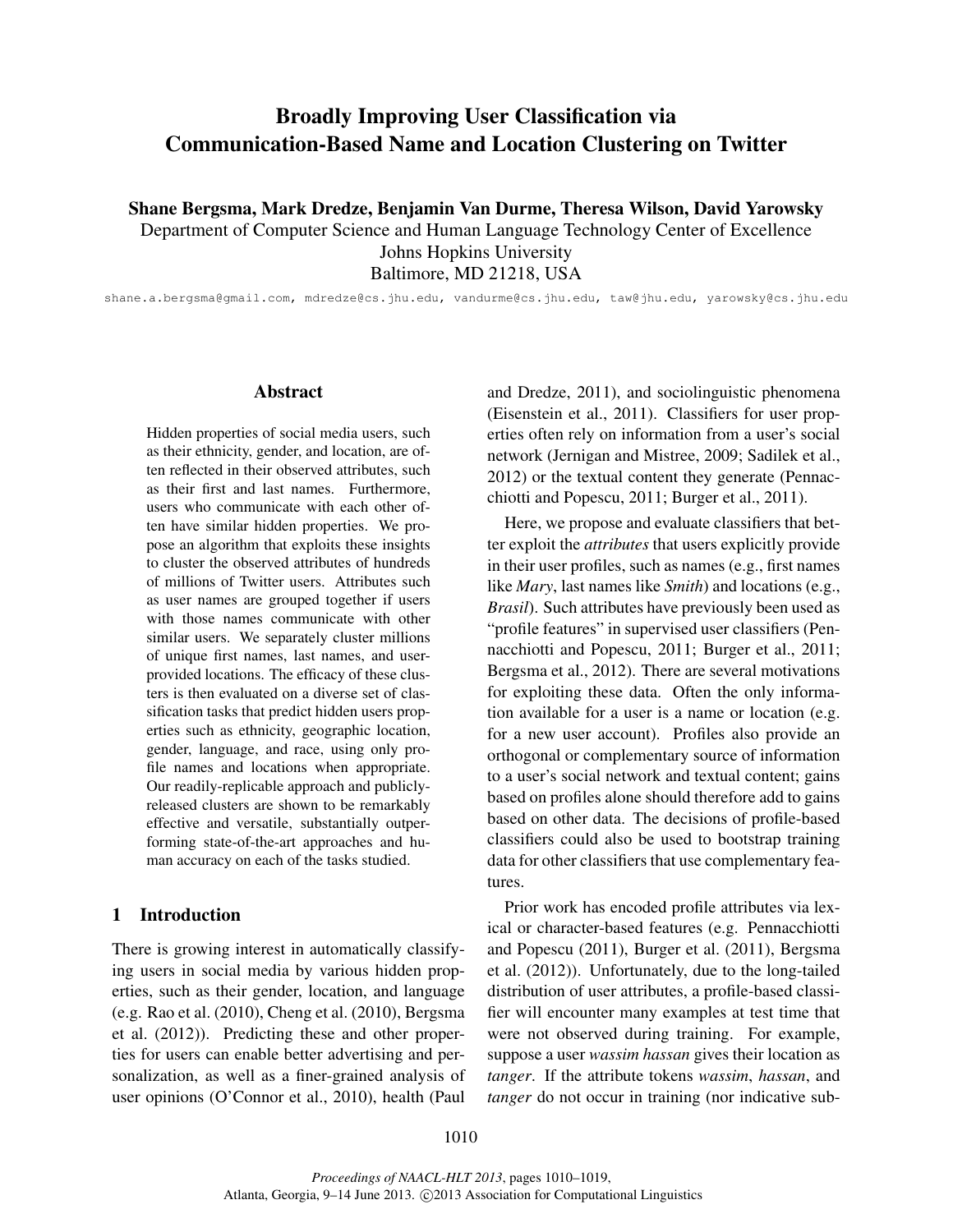# Broadly Improving User Classification via Communication-Based Name and Location Clustering on Twitter

**Shane Bergsma, Mark Dredze, Benjamin Van Durme, Theresa Wilson, David Yarowsky**

Department of Computer Science and Human Language Technology Center of Excellence
Johns Hopkins University
Baltimore, MD 21218, USA

shane.a.bergsma@gmail.com, mdredze@cs.jhu.edu, vandurme@cs.jhu.edu, taw@jhu.edu, yarowsky@cs.jhu.edu

## Abstract

Hidden properties of social media users, such as their ethnicity, gender, and location, are often reflected in their observed attributes, such as their first and last names. Furthermore, users who communicate with each other often have similar hidden properties. We propose an algorithm that exploits these insights to cluster the observed attributes of hundreds of millions of Twitter users. Attributes such as user names are grouped together if users with those names communicate with other similar users. We separately cluster millions of unique first names, last names, and user-provided locations. The efficacy of these clusters is then evaluated on a diverse set of classification tasks that predict hidden users properties such as ethnicity, geographic location, gender, language, and race, using only profile names and locations when appropriate. Our readily-replicable approach and publicly-released clusters are shown to be remarkably effective and versatile, substantially outperforming state-of-the-art approaches and human accuracy on each of the tasks studied.

## 1 Introduction

There is growing interest in automatically classifying users in social media by various hidden properties, such as their gender, location, and language (e.g. Rao et al. (2010), Cheng et al. (2010), Bergsma et al. (2012)). Predicting these and other properties for users can enable better advertising and personalization, as well as a finer-grained analysis of user opinions (O'Connor et al., 2010), health (Paul and Dredze, 2011), and sociolinguistic phenomena (Eisenstein et al., 2011). Classifiers for user properties often rely on information from a user's social network (Jernigan and Mistree, 2009; Sadilek et al., 2012) or the textual content they generate (Pennacchiotti and Popescu, 2011; Burger et al., 2011).

Here, we propose and evaluate classifiers that better exploit the *attributes* that users explicitly provide in their user profiles, such as names (e.g., first names like *Mary*, last names like *Smith*) and locations (e.g., *Brasil*). Such attributes have previously been used as "profile features" in supervised user classifiers (Pennacchiotti and Popescu, 2011; Burger et al., 2011; Bergsma et al., 2012). There are several motivations for exploiting these data. Often the only information available for a user is a name or location (e.g. for a new user account). Profiles also provide an orthogonal or complementary source of information to a user's social network and textual content; gains based on profiles alone should therefore add to gains based on other data. The decisions of profile-based classifiers could also be used to bootstrap training data for other classifiers that use complementary features.

Prior work has encoded profile attributes via lexical or character-based features (e.g. Pennacchiotti and Popescu (2011), Burger et al. (2011), Bergsma et al. (2012)). Unfortunately, due to the long-tailed distribution of user attributes, a profile-based classifier will encounter many examples at test time that were not observed during training. For example, suppose a user *wassim hassan* gives their location as *tanger*. If the attribute tokens *wassim*, *hassan*, and *tanger* do not occur in training (nor indicative sub-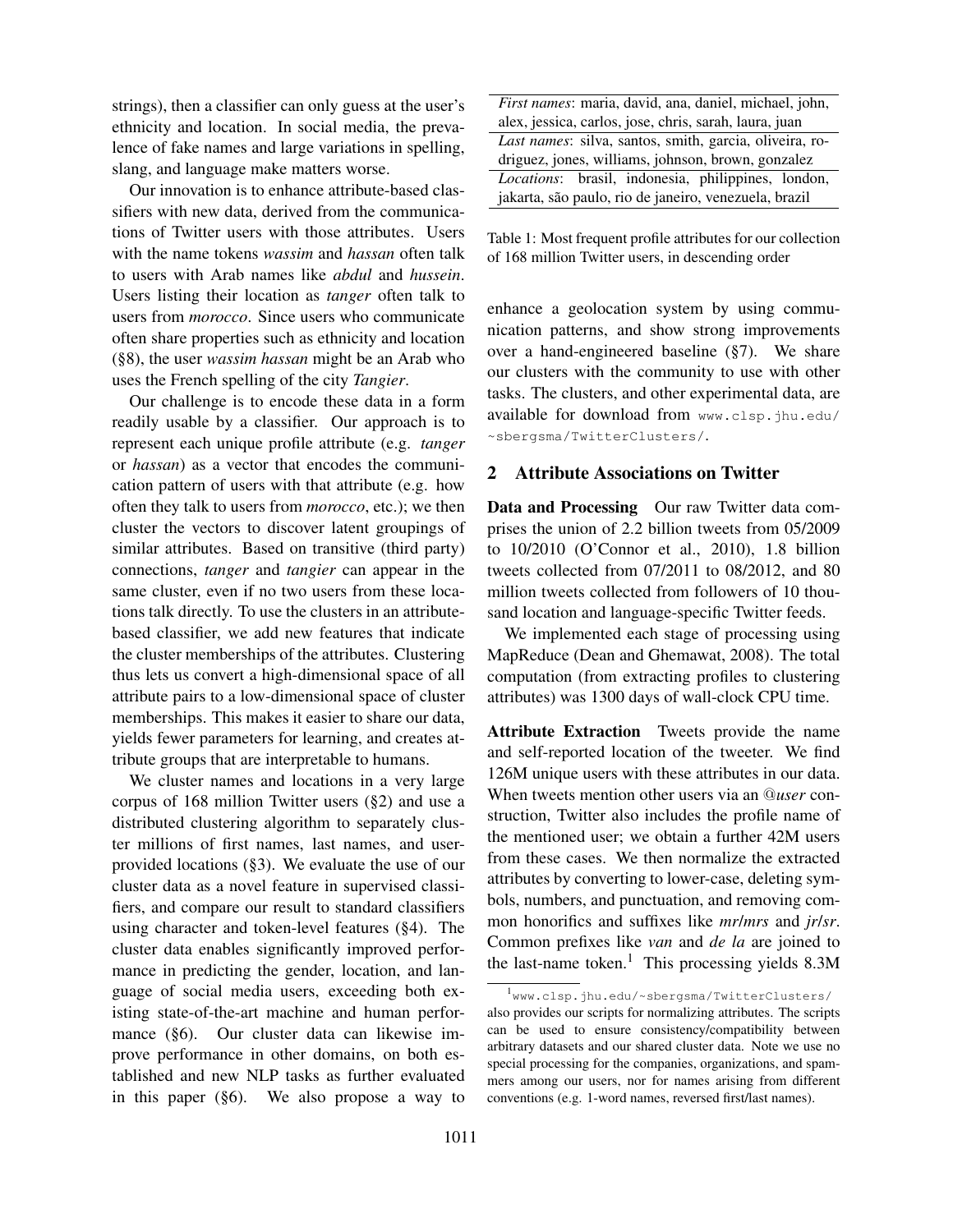strings), then a classifier can only guess at the user's ethnicity and location. In social media, the prevalence of fake names and large variations in spelling, slang, and language make matters worse.

Our innovation is to enhance attribute-based classifiers with new data, derived from the communications of Twitter users with those attributes. Users with the name tokens *wassim* and *hassan* often talk to users with Arab names like *abdul* and *hussein*. Users listing their location as *tanger* often talk to users from *morocco*. Since users who communicate often share properties such as ethnicity and location (§8), the user *wassim hassan* might be an Arab who uses the French spelling of the city *Tangier*.

Our challenge is to encode these data in a form readily usable by a classifier. Our approach is to represent each unique profile attribute (e.g. *tanger* or *hassan*) as a vector that encodes the communication pattern of users with that attribute (e.g. how often they talk to users from *morocco*, etc.); we then cluster the vectors to discover latent groupings of similar attributes. Based on transitive (third party) connections, *tanger* and *tangier* can appear in the same cluster, even if no two users from these locations talk directly. To use the clusters in an attribute-based classifier, we add new features that indicate the cluster memberships of the attributes. Clustering thus lets us convert a high-dimensional space of all attribute pairs to a low-dimensional space of cluster memberships. This makes it easier to share our data, yields fewer parameters for learning, and creates attribute groups that are interpretable to humans.

We cluster names and locations in a very large corpus of 168 million Twitter users (§2) and use a distributed clustering algorithm to separately cluster millions of first names, last names, and user-provided locations (§3). We evaluate the use of our cluster data as a novel feature in supervised classifiers, and compare our result to standard classifiers using character and token-level features (§4). The cluster data enables significantly improved performance in predicting the gender, location, and language of social media users, exceeding both existing state-of-the-art machine and human performance (§6). Our cluster data can likewise improve performance in other domains, on both established and new NLP tasks as further evaluated in this paper (§6). We also propose a way to enhance a geolocation system by using communication patterns, and show strong improvements over a hand-engineered baseline (§7). We share our clusters with the community to use with other tasks. The clusters, and other experimental data, are available for download from www.clsp.jhu.edu/~sbergsma/TwitterClusters/.

| |
|---|
| *First names*: maria, david, ana, daniel, michael, john, alex, jessica, carlos, jose, chris, sarah, laura, juan |
| *Last names*: silva, santos, smith, garcia, oliveira, rodriguez, jones, williams, johnson, brown, gonzalez |
| *Locations*: brasil, indonesia, philippines, london, jakarta, são paulo, rio de janeiro, venezuela, brazil |

Table 1: Most frequent profile attributes for our collection of 168 million Twitter users, in descending order

## 2 Attribute Associations on Twitter

**Data and Processing** Our raw Twitter data comprises the union of 2.2 billion tweets from 05/2009 to 10/2010 (O'Connor et al., 2010), 1.8 billion tweets collected from 07/2011 to 08/2012, and 80 million tweets collected from followers of 10 thousand location and language-specific Twitter feeds.

We implemented each stage of processing using MapReduce (Dean and Ghemawat, 2008). The total computation (from extracting profiles to clustering attributes) was 1300 days of wall-clock CPU time.

**Attribute Extraction** Tweets provide the name and self-reported location of the tweeter. We find 126M unique users with these attributes in our data. When tweets mention other users via an @*user* construction, Twitter also includes the profile name of the mentioned user; we obtain a further 42M users from these cases. We then normalize the extracted attributes by converting to lower-case, deleting symbols, numbers, and punctuation, and removing common honorifics and suffixes like *mr*/*mrs* and *jr*/*sr*. Common prefixes like *van* and *de la* are joined to the last-name token.[1] This processing yields 8.3M

[1] www.clsp.jhu.edu/~sbergsma/TwitterClusters/ also provides our scripts for normalizing attributes. The scripts can be used to ensure consistency/compatibility between arbitrary datasets and our shared cluster data. Note we use no special processing for the companies, organizations, and spammers among our users, nor for names arising from different conventions (e.g. 1-word names, reversed first/last names).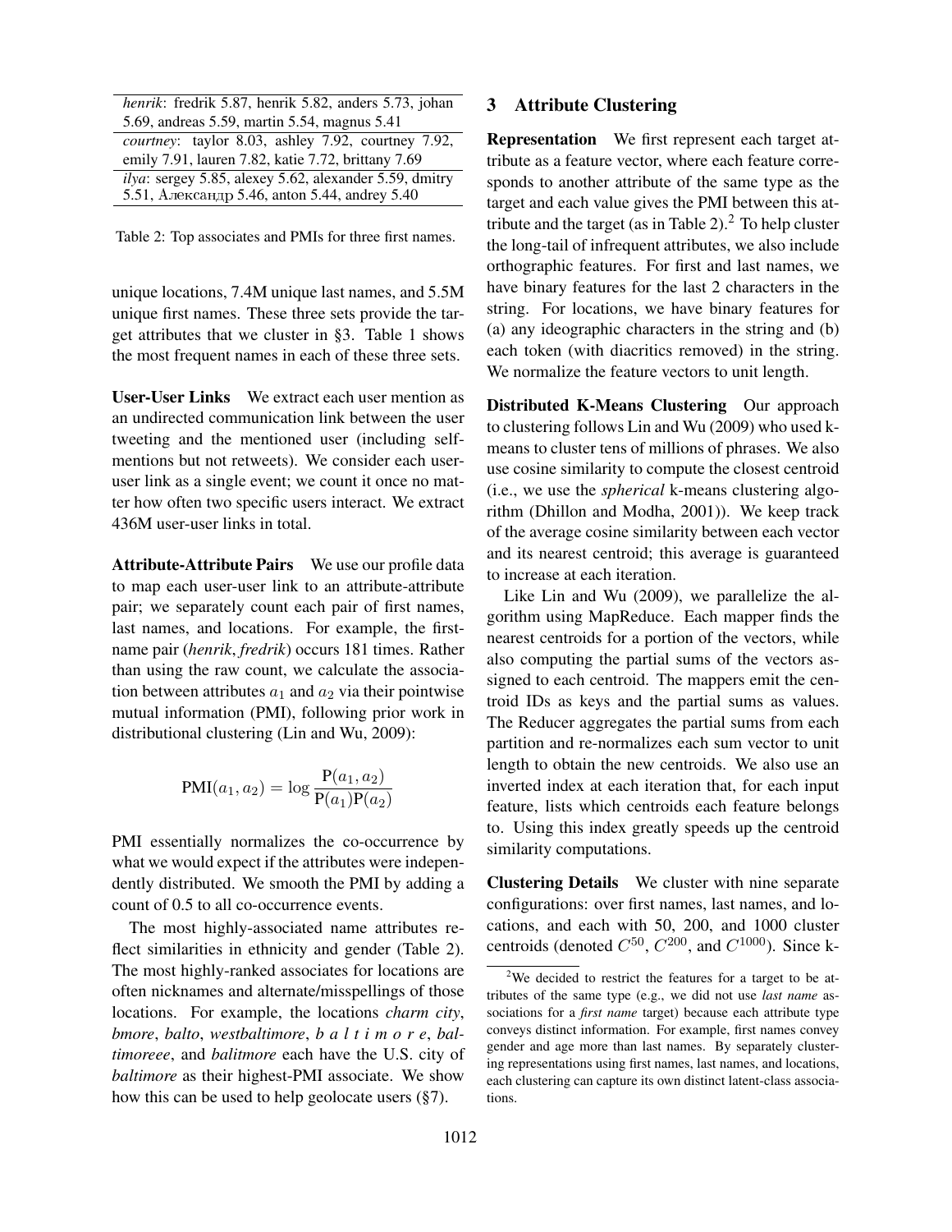| |
|---|
| *henrik*: fredrik 5.87, henrik 5.82, anders 5.73, johan 5.69, andreas 5.59, martin 5.54, magnus 5.41 |
| *courtney*: taylor 8.03, ashley 7.92, courtney 7.92, emily 7.91, lauren 7.82, katie 7.72, brittany 7.69 |
| *ilya*: sergey 5.85, alexey 5.62, alexander 5.59, dmitry 5.51, Александр 5.46, anton 5.44, andrey 5.40 |

Table 2: Top associates and PMIs for three first names.

unique locations, 7.4M unique last names, and 5.5M unique first names. These three sets provide the target attributes that we cluster in §3. Table 1 shows the most frequent names in each of these three sets.

**User-User Links** We extract each user mention as an undirected communication link between the user tweeting and the mentioned user (including self-mentions but not retweets). We consider each user-user link as a single event; we count it once no matter how often two specific users interact. We extract 436M user-user links in total.

**Attribute-Attribute Pairs** We use our profile data to map each user-user link to an attribute-attribute pair; we separately count each pair of first names, last names, and locations. For example, the first-name pair (*henrik*, *fredrik*) occurs 181 times. Rather than using the raw count, we calculate the association between attributes $a_1$ and $a_2$ via their pointwise mutual information (PMI), following prior work in distributional clustering (Lin and Wu, 2009):

$$\text{PMI}(a_1, a_2) = \log \frac{\text{P}(a_1, a_2)}{\text{P}(a_1)\text{P}(a_2)}$$

PMI essentially normalizes the co-occurrence by what we would expect if the attributes were independently distributed. We smooth the PMI by adding a count of 0.5 to all co-occurrence events.

The most highly-associated name attributes reflect similarities in ethnicity and gender (Table 2). The most highly-ranked associates for locations are often nicknames and alternate/misspellings of those locations. For example, the locations *charm city*, *bmore*, *balto*, *westbaltimore*, *b a l t i m o r e*, *baltimoreee*, and *balitmore* each have the U.S. city of *baltimore* as their highest-PMI associate. We show how this can be used to help geolocate users (§7).

## 3 Attribute Clustering

**Representation** We first represent each target attribute as a feature vector, where each feature corresponds to another attribute of the same type as the target and each value gives the PMI between this attribute and the target (as in Table 2).[2] To help cluster the long-tail of infrequent attributes, we also include orthographic features. For first and last names, we have binary features for the last 2 characters in the string. For locations, we have binary features for (a) any ideographic characters in the string and (b) each token (with diacritics removed) in the string. We normalize the feature vectors to unit length.

**Distributed K-Means Clustering** Our approach to clustering follows Lin and Wu (2009) who used k-means to cluster tens of millions of phrases. We also use cosine similarity to compute the closest centroid (i.e., we use the *spherical* k-means clustering algorithm (Dhillon and Modha, 2001)). We keep track of the average cosine similarity between each vector and its nearest centroid; this average is guaranteed to increase at each iteration.

Like Lin and Wu (2009), we parallelize the algorithm using MapReduce. Each mapper finds the nearest centroids for a portion of the vectors, while also computing the partial sums of the vectors assigned to each centroid. The mappers emit the centroid IDs as keys and the partial sums as values. The Reducer aggregates the partial sums from each partition and re-normalizes each sum vector to unit length to obtain the new centroids. We also use an inverted index at each iteration that, for each input feature, lists which centroids each feature belongs to. Using this index greatly speeds up the centroid similarity computations.

**Clustering Details** We cluster with nine separate configurations: over first names, last names, and locations, and each with 50, 200, and 1000 cluster centroids (denoted $C^{50}$, $C^{200}$, and $C^{1000}$). Since k-

[2] We decided to restrict the features for a target to be attributes of the same type (e.g., we did not use *last name* associations for a *first name* target) because each attribute type conveys distinct information. For example, first names convey gender and age more than last names. By separately clustering representations using first names, last names, and locations, each clustering can capture its own distinct latent-class associations.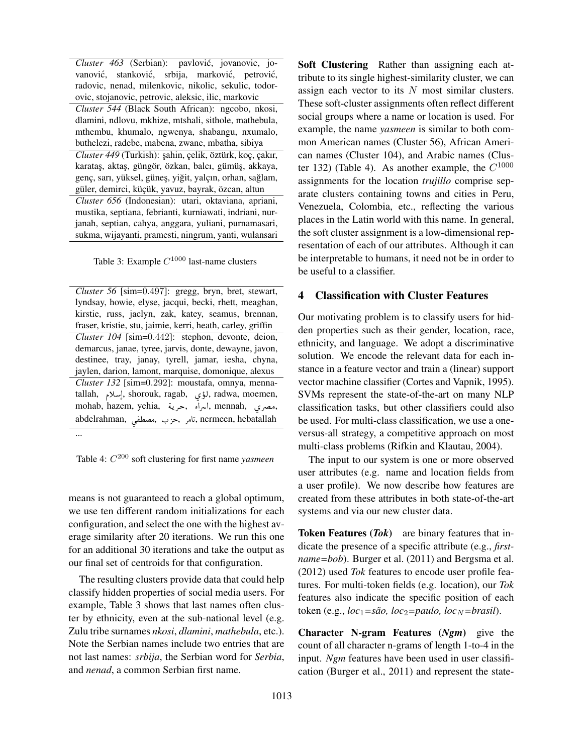| |
|---|
| *Cluster 463* (Serbian): pavlović, jovanovic, jovanović, stanković, srbija, marković, petrović, radovic, nenad, milenkovic, nikolic, sekulic, todorovic, stojanovic, petrovic, aleksic, ilic, markovic |
| *Cluster 544* (Black South African): ngcobo, nkosi, dlamini, ndlovu, mkhize, mtshali, sithole, mathebula, mthembu, khumalo, ngwenya, shabangu, nxumalo, buthelezi, radebe, mabena, zwane, mbatha, sibiya |
| *Cluster 449* (Turkish): şahin, çelik, öztürk, koç, çakır, karataş, aktaş, güngör, özkan, balcı, gümüş, akkaya, genç, sarı, yüksel, güneş, yiğit, yalçın, orhan, sağlam, güler, demirci, küçük, yavuz, bayrak, özcan, altun |
| *Cluster 656* (Indonesian): utari, oktaviana, apriani, mustika, septiana, febrianti, kurniawati, indriani, nurjanah, septian, cahya, anggara, yuliani, purnamasari, sukma, wijayanti, pramesti, ningrum, yanti, wulansari |

Table 3: Example $C^{1000}$ last-name clusters

| |
|---|
| *Cluster 56* [sim=0.497]: gregg, bryn, bret, stewart, lyndsay, howie, elyse, jacqui, becki, rhett, meaghan, kirstie, russ, jaclyn, zak, katey, seamus, brennan, fraser, kristie, stu, jaimie, kerri, heath, carley, griffin |
| *Cluster 104* [sim=0.442]: stephon, devonte, deion, demarcus, janae, tyree, jarvis, donte, dewayne, javon, destinee, tray, janay, tyrell, jamar, iesha, chyna, jaylen, darion, lamont, marquise, domonique, alexus |
| *Cluster 132* [sim=0.292]: moustafa, omnya, mennatallah, إسلام, shorouk, ragab, لؤي, radwa, moemen, mohab, hazem, yehia, حرية, اسراء, mennah, مصري, abdelrahman, مصطفى, حزب, تامر, nermeen, hebatallah |
| ... |

Table 4: $C^{200}$ soft clustering for first name *yasmeen*

means is not guaranteed to reach a global optimum, we use ten different random initializations for each configuration, and select the one with the highest average similarity after 20 iterations. We run this one for an additional 30 iterations and take the output as our final set of centroids for that configuration.

The resulting clusters provide data that could help classify hidden properties of social media users. For example, Table 3 shows that last names often cluster by ethnicity, even at the sub-national level (e.g. Zulu tribe surnames *nkosi*, *dlamini*, *mathebula*, etc.). Note the Serbian names include two entries that are not last names: *srbija*, the Serbian word for *Serbia*, and *nenad*, a common Serbian first name.

**Soft Clustering** Rather than assigning each attribute to its single highest-similarity cluster, we can assign each vector to its $N$ most similar clusters. These soft-cluster assignments often reflect different social groups where a name or location is used. For example, the name *yasmeen* is similar to both common American names (Cluster 56), African American names (Cluster 104), and Arabic names (Cluster 132) (Table 4). As another example, the $C^{1000}$ assignments for the location *trujillo* comprise separate clusters containing towns and cities in Peru, Venezuela, Colombia, etc., reflecting the various places in the Latin world with this name. In general, the soft cluster assignment is a low-dimensional representation of each of our attributes. Although it can be interpretable to humans, it need not be in order to be useful to a classifier.

## 4 Classification with Cluster Features

Our motivating problem is to classify users for hidden properties such as their gender, location, race, ethnicity, and language. We adopt a discriminative solution. We encode the relevant data for each instance in a feature vector and train a (linear) support vector machine classifier (Cortes and Vapnik, 1995). SVMs represent the state-of-the-art on many NLP classification tasks, but other classifiers could also be used. For multi-class classification, we use a one-versus-all strategy, a competitive approach on most multi-class problems (Rifkin and Klautau, 2004).

The input to our system is one or more observed user attributes (e.g. name and location fields from a user profile). We now describe how features are created from these attributes in both state-of-the-art systems and via our new cluster data.

**Token Features (*Tok*)** are binary features that indicate the presence of a specific attribute (e.g., *firstname=bob*). Burger et al. (2011) and Bergsma et al. (2012) used *Tok* features to encode user profile features. For multi-token fields (e.g. location), our *Tok* features also indicate the specific position of each token (e.g., $loc_1$=*são*, $loc_2$=*paulo*, $loc_N$=*brasil*).

**Character N-gram Features (*Ngm*)** give the count of all character n-grams of length 1-to-4 in the input. *Ngm* features have been used in user classification (Burger et al., 2011) and represent the state-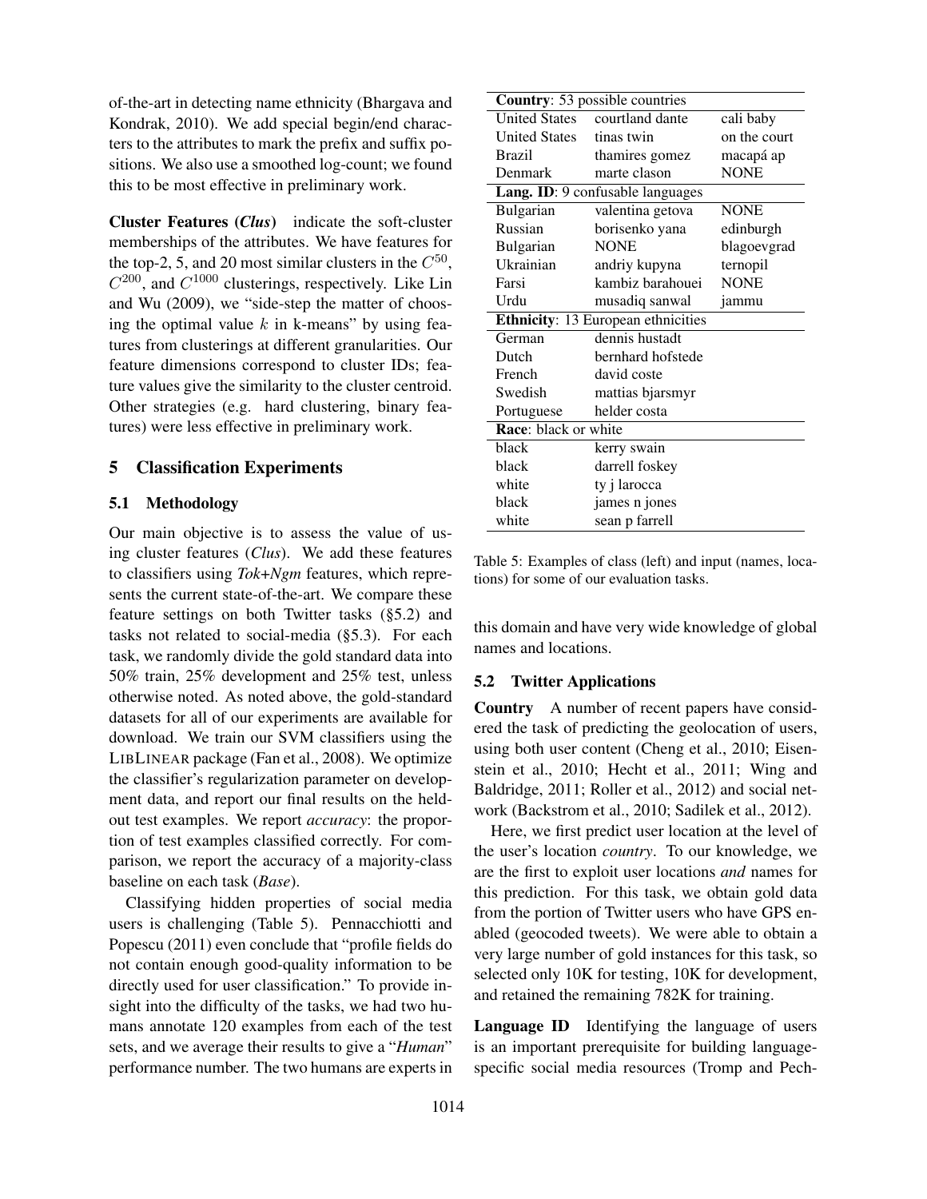of-the-art in detecting name ethnicity (Bhargava and Kondrak, 2010). We add special begin/end characters to the attributes to mark the prefix and suffix positions. We also use a smoothed log-count; we found this to be most effective in preliminary work.

**Cluster Features (*Clus*)** indicate the soft-cluster memberships of the attributes. We have features for the top-2, 5, and 20 most similar clusters in the $C^{50}$, $C^{200}$, and $C^{1000}$ clusterings, respectively. Like Lin and Wu (2009), we "side-step the matter of choosing the optimal value $k$ in k-means" by using features from clusterings at different granularities. Our feature dimensions correspond to cluster IDs; feature values give the similarity to the cluster centroid. Other strategies (e.g. hard clustering, binary features) were less effective in preliminary work.

## 5 Classification Experiments

### 5.1 Methodology

Our main objective is to assess the value of using cluster features (*Clus*). We add these features to classifiers using *Tok+Ngm* features, which represents the current state-of-the-art. We compare these feature settings on both Twitter tasks (§5.2) and tasks not related to social-media (§5.3). For each task, we randomly divide the gold standard data into 50% train, 25% development and 25% test, unless otherwise noted. As noted above, the gold-standard datasets for all of our experiments are available for download. We train our SVM classifiers using the LIBLINEAR package (Fan et al., 2008). We optimize the classifier's regularization parameter on development data, and report our final results on the held-out test examples. We report *accuracy*: the proportion of test examples classified correctly. For comparison, we report the accuracy of a majority-class baseline on each task (*Base*).

Classifying hidden properties of social media users is challenging (Table 5). Pennacchiotti and Popescu (2011) even conclude that "profile fields do not contain enough good-quality information to be directly used for user classification." To provide insight into the difficulty of the tasks, we had two humans annotate 120 examples from each of the test sets, and we average their results to give a "*Human*" performance number. The two humans are experts in this domain and have very wide knowledge of global names and locations.

| **Country**: 53 possible countries | | |
|---|---|---|
| United States | courtland dante | cali baby |
| United States | tinas twin | on the court |
| Brazil | thamires gomez | macapá ap |
| Denmark | marte clason | NONE |
| **Lang. ID**: 9 confusable languages | | |
| Bulgarian | valentina getova | NONE |
| Russian | borisenko yana | edinburgh |
| Bulgarian | NONE | blagoevgrad |
| Ukrainian | andriy kupyna | ternopil |
| Farsi | kambiz barahouei | NONE |
| Urdu | musadiq sanwal | jammu |
| **Ethnicity**: 13 European ethnicities | | |
| German | dennis hustadt | |
| Dutch | bernhard hofstede | |
| French | david coste | |
| Swedish | mattias bjarsmyr | |
| Portuguese | helder costa | |
| **Race**: black or white | | |
| black | kerry swain | |
| black | darrell foskey | |
| white | ty j larocca | |
| black | james n jones | |
| white | sean p farrell | |

Table 5: Examples of class (left) and input (names, locations) for some of our evaluation tasks.

### 5.2 Twitter Applications

**Country** A number of recent papers have considered the task of predicting the geolocation of users, using both user content (Cheng et al., 2010; Eisenstein et al., 2010; Hecht et al., 2011; Wing and Baldridge, 2011; Roller et al., 2012) and social network (Backstrom et al., 2010; Sadilek et al., 2012).

Here, we first predict user location at the level of the user's location *country*. To our knowledge, we are the first to exploit user locations *and* names for this prediction. For this task, we obtain gold data from the portion of Twitter users who have GPS enabled (geocoded tweets). We were able to obtain a very large number of gold instances for this task, so selected only 10K for testing, 10K for development, and retained the remaining 782K for training.

**Language ID** Identifying the language of users is an important prerequisite for building language-specific social media resources (Tromp and Pech-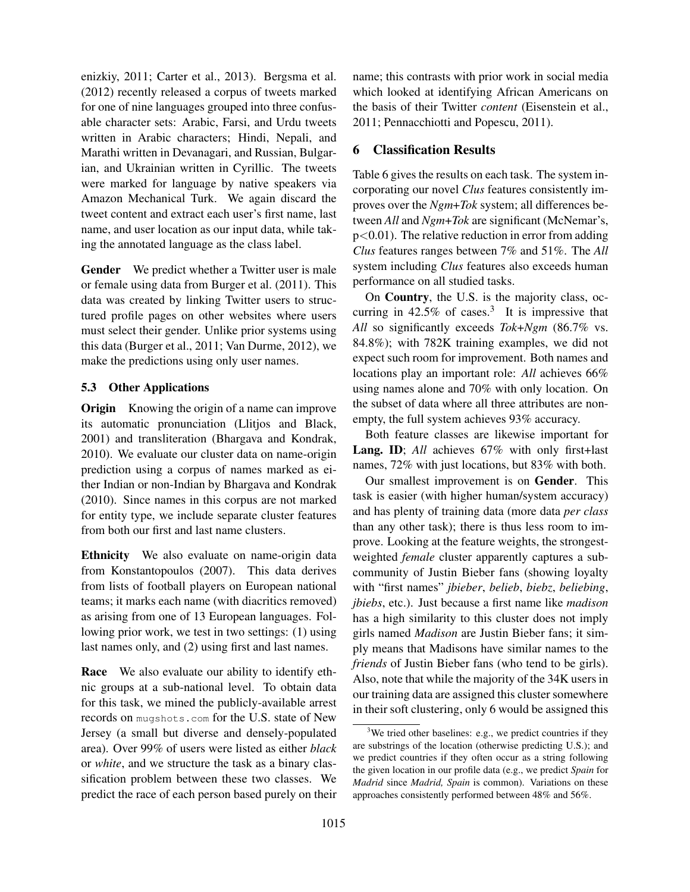enizkiy, 2011; Carter et al., 2013). Bergsma et al. (2012) recently released a corpus of tweets marked for one of nine languages grouped into three confusable character sets: Arabic, Farsi, and Urdu tweets written in Arabic characters; Hindi, Nepali, and Marathi written in Devanagari, and Russian, Bulgarian, and Ukrainian written in Cyrillic. The tweets were marked for language by native speakers via Amazon Mechanical Turk. We again discard the tweet content and extract each user's first name, last name, and user location as our input data, while taking the annotated language as the class label.

**Gender** We predict whether a Twitter user is male or female using data from Burger et al. (2011). This data was created by linking Twitter users to structured profile pages on other websites where users must select their gender. Unlike prior systems using this data (Burger et al., 2011; Van Durme, 2012), we make the predictions using only user names.

### 5.3 Other Applications

**Origin** Knowing the origin of a name can improve its automatic pronunciation (Llitjos and Black, 2001) and transliteration (Bhargava and Kondrak, 2010). We evaluate our cluster data on name-origin prediction using a corpus of names marked as either Indian or non-Indian by Bhargava and Kondrak (2010). Since names in this corpus are not marked for entity type, we include separate cluster features from both our first and last name clusters.

**Ethnicity** We also evaluate on name-origin data from Konstantopoulos (2007). This data derives from lists of football players on European national teams; it marks each name (with diacritics removed) as arising from one of 13 European languages. Following prior work, we test in two settings: (1) using last names only, and (2) using first and last names.

**Race** We also evaluate our ability to identify ethnic groups at a sub-national level. To obtain data for this task, we mined the publicly-available arrest records on `mugshots.com` for the U.S. state of New Jersey (a small but diverse and densely-populated area). Over 99% of users were listed as either *black* or *white*, and we structure the task as a binary classification problem between these two classes. We predict the race of each person based purely on their name; this contrasts with prior work in social media which looked at identifying African Americans on the basis of their Twitter *content* (Eisenstein et al., 2011; Pennacchiotti and Popescu, 2011).

## 6 Classification Results

Table 6 gives the results on each task. The system incorporating our novel *Clus* features consistently improves over the *Ngm+Tok* system; all differences between *All* and *Ngm+Tok* are significant (McNemar's, $p<0.01$). The relative reduction in error from adding *Clus* features ranges between 7% and 51%. The *All* system including *Clus* features also exceeds human performance on all studied tasks.

On **Country**, the U.S. is the majority class, occurring in 42.5% of cases.[3] It is impressive that *All* so significantly exceeds *Tok+Ngm* (86.7% vs. 84.8%); with 782K training examples, we did not expect such room for improvement. Both names and locations play an important role: *All* achieves 66% using names alone and 70% with only location. On the subset of data where all three attributes are non-empty, the full system achieves 93% accuracy.

Both feature classes are likewise important for **Lang. ID**; *All* achieves 67% with only first+last names, 72% with just locations, but 83% with both.

Our smallest improvement is on **Gender**. This task is easier (with higher human/system accuracy) and has plenty of training data (more data *per class* than any other task); there is thus less room to improve. Looking at the feature weights, the strongest-weighted *female* cluster apparently captures a sub-community of Justin Bieber fans (showing loyalty with "first names" *jbieber*, *belieb*, *biebz*, *beliebing*, *jbiebs*, etc.). Just because a first name like *madison* has a high similarity to this cluster does not imply girls named *Madison* are Justin Bieber fans; it simply means that Madisons have similar names to the *friends* of Justin Bieber fans (who tend to be girls). Also, note that while the majority of the 34K users in our training data are assigned this cluster somewhere in their soft clustering, only 6 would be assigned this

[3] We tried other baselines: e.g., we predict countries if they are substrings of the location (otherwise predicting U.S.); and we predict countries if they often occur as a string following the given location in our profile data (e.g., we predict *Spain* for *Madrid* since *Madrid, Spain* is common). Variations on these approaches consistently performed between 48% and 56%.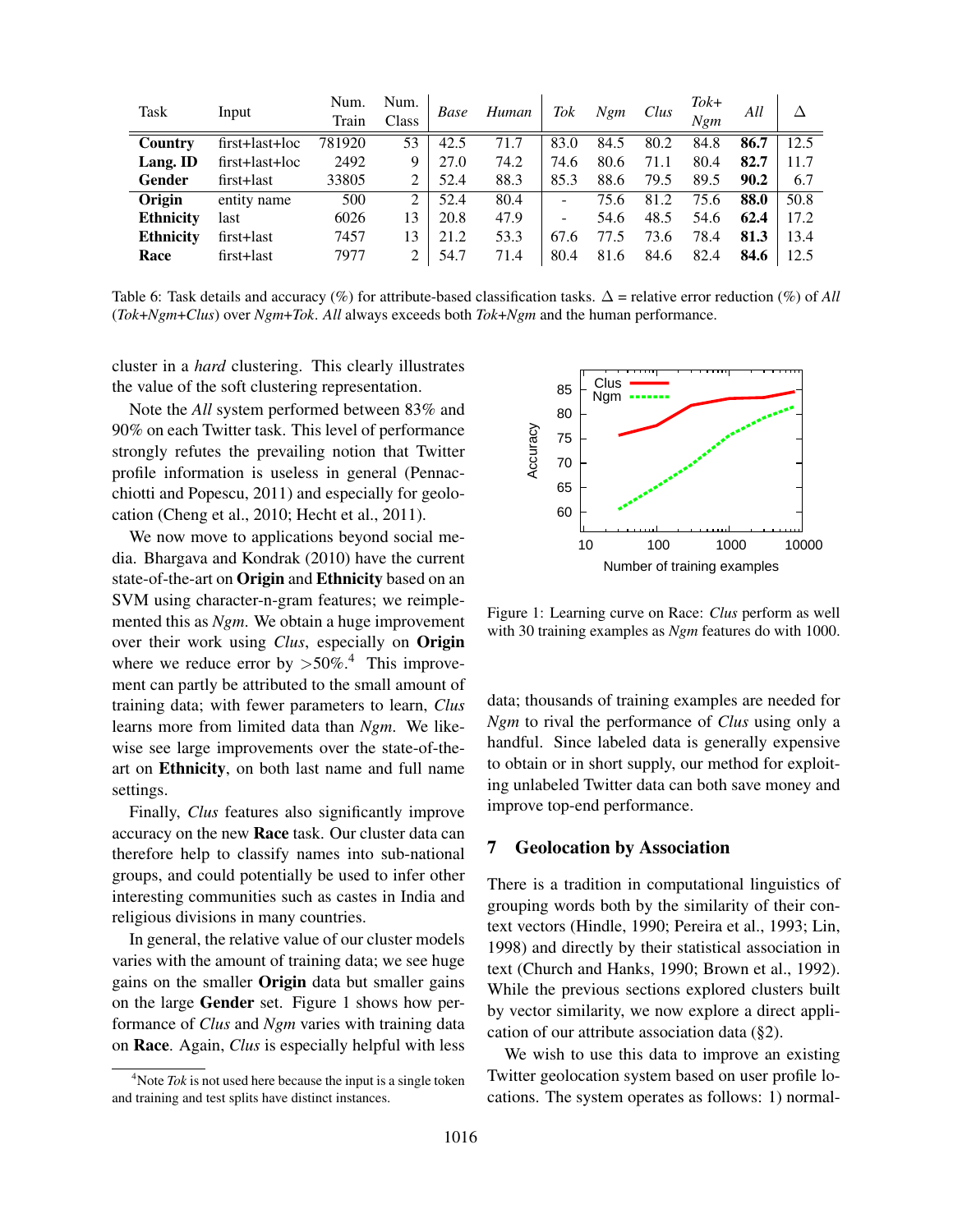| Task | Input | Num. Train | Num. Class | *Base* | *Human* | *Tok* | *Ngm* | *Clus* | *Tok+ Ngm* | *All* | Δ |
|---|---|---|---|---|---|---|---|---|---|---|---|
| **Country** | first+last+loc | 781920 | 53 | 42.5 | 71.7 | 83.0 | 84.5 | 80.2 | 84.8 | **86.7** | 12.5 |
| **Lang. ID** | first+last+loc | 2492 | 9 | 27.0 | 74.2 | 74.6 | 80.6 | 71.1 | 80.4 | **82.7** | 11.7 |
| **Gender** | first+last | 33805 | 2 | 52.4 | 88.3 | 85.3 | 88.6 | 79.5 | 89.5 | **90.2** | 6.7 |
| **Origin** | entity name | 500 | 2 | 52.4 | 80.4 | - | 75.6 | 81.2 | 75.6 | **88.0** | 50.8 |
| **Ethnicity** | last | 6026 | 13 | 20.8 | 47.9 | - | 54.6 | 48.5 | 54.6 | **62.4** | 17.2 |
| **Ethnicity** | first+last | 7457 | 13 | 21.2 | 53.3 | 67.6 | 77.5 | 73.6 | 78.4 | **81.3** | 13.4 |
| **Race** | first+last | 7977 | 2 | 54.7 | 71.4 | 80.4 | 81.6 | 84.6 | 82.4 | **84.6** | 12.5 |

Table 6: Task details and accuracy (%) for attribute-based classification tasks. Δ = relative error reduction (%) of *All* (*Tok+Ngm+Clus*) over *Ngm+Tok*. *All* always exceeds both *Tok+Ngm* and the human performance.

cluster in a *hard* clustering. This clearly illustrates the value of the soft clustering representation.

Note the *All* system performed between 83% and 90% on each Twitter task. This level of performance strongly refutes the prevailing notion that Twitter profile information is useless in general (Pennacchiotti and Popescu, 2011) and especially for geolocation (Cheng et al., 2010; Hecht et al., 2011).

We now move to applications beyond social media. Bhargava and Kondrak (2010) have the current state-of-the-art on **Origin** and **Ethnicity** based on an SVM using character-n-gram features; we reimplemented this as *Ngm*. We obtain a huge improvement over their work using *Clus*, especially on **Origin** where we reduce error by >50%.[4] This improvement can partly be attributed to the small amount of training data; with fewer parameters to learn, *Clus* learns more from limited data than *Ngm*. We likewise see large improvements over the state-of-the-art on **Ethnicity**, on both last name and full name settings.

Finally, *Clus* features also significantly improve accuracy on the new **Race** task. Our cluster data can therefore help to classify names into sub-national groups, and could potentially be used to infer other interesting communities such as castes in India and religious divisions in many countries.

In general, the relative value of our cluster models varies with the amount of training data; we see huge gains on the smaller **Origin** data but smaller gains on the large **Gender** set. Figure 1 shows how performance of *Clus* and *Ngm* varies with training data on **Race**. Again, *Clus* is especially helpful with less data; thousands of training examples are needed for *Ngm* to rival the performance of *Clus* using only a handful. Since labeled data is generally expensive to obtain or in short supply, our method for exploiting unlabeled Twitter data can both save money and improve top-end performance.

Figure 1: Learning curve on Race: *Clus* perform as well with 30 training examples as *Ngm* features do with 1000.

[4]Note *Tok* is not used here because the input is a single token and training and test splits have distinct instances.

## 7 Geolocation by Association

There is a tradition in computational linguistics of grouping words both by the similarity of their context vectors (Hindle, 1990; Pereira et al., 1993; Lin, 1998) and directly by their statistical association in text (Church and Hanks, 1990; Brown et al., 1992). While the previous sections explored clusters built by vector similarity, we now explore a direct application of our attribute association data (§2).

We wish to use this data to improve an existing Twitter geolocation system based on user profile locations. The system operates as follows: 1) normal-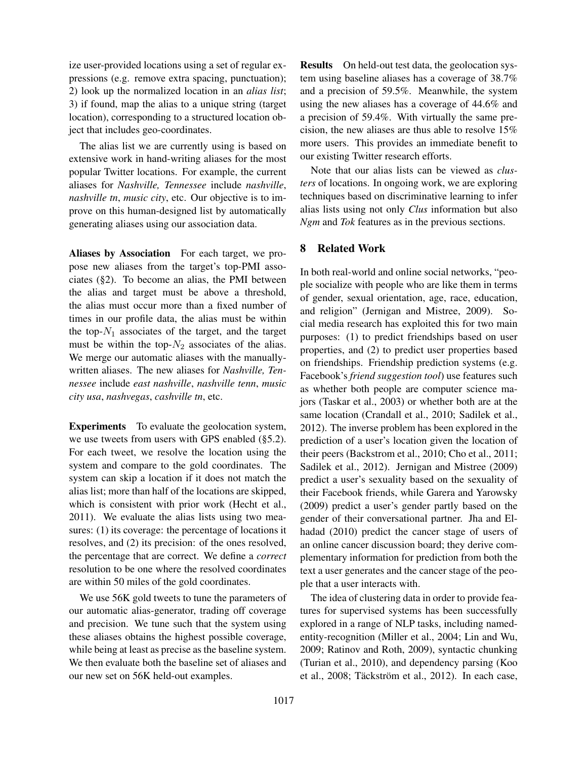ize user-provided locations using a set of regular expressions (e.g. remove extra spacing, punctuation); 2) look up the normalized location in an *alias list*; 3) if found, map the alias to a unique string (target location), corresponding to a structured location object that includes geo-coordinates.

The alias list we are currently using is based on extensive work in hand-writing aliases for the most popular Twitter locations. For example, the current aliases for *Nashville, Tennessee* include *nashville*, *nashville tn*, *music city*, etc. Our objective is to improve on this human-designed list by automatically generating aliases using our association data.

**Aliases by Association** For each target, we propose new aliases from the target's top-PMI associates (§2). To become an alias, the PMI between the alias and target must be above a threshold, the alias must occur more than a fixed number of times in our profile data, the alias must be within the top-$N_1$ associates of the target, and the target must be within the top-$N_2$ associates of the alias. We merge our automatic aliases with the manually-written aliases. The new aliases for *Nashville, Tennessee* include *east nashville*, *nashville tenn*, *music city usa*, *nashvegas*, *cashville tn*, etc.

**Experiments** To evaluate the geolocation system, we use tweets from users with GPS enabled (§5.2). For each tweet, we resolve the location using the system and compare to the gold coordinates. The system can skip a location if it does not match the alias list; more than half of the locations are skipped, which is consistent with prior work (Hecht et al., 2011). We evaluate the alias lists using two measures: (1) its coverage: the percentage of locations it resolves, and (2) its precision: of the ones resolved, the percentage that are correct. We define a *correct* resolution to be one where the resolved coordinates are within 50 miles of the gold coordinates.

We use 56K gold tweets to tune the parameters of our automatic alias-generator, trading off coverage and precision. We tune such that the system using these aliases obtains the highest possible coverage, while being at least as precise as the baseline system. We then evaluate both the baseline set of aliases and our new set on 56K held-out examples.

**Results** On held-out test data, the geolocation system using baseline aliases has a coverage of 38.7% and a precision of 59.5%. Meanwhile, the system using the new aliases has a coverage of 44.6% and a precision of 59.4%. With virtually the same precision, the new aliases are thus able to resolve 15% more users. This provides an immediate benefit to our existing Twitter research efforts.

Note that our alias lists can be viewed as *clusters* of locations. In ongoing work, we are exploring techniques based on discriminative learning to infer alias lists using not only *Clus* information but also *Ngm* and *Tok* features as in the previous sections.

## 8 Related Work

In both real-world and online social networks, "people socialize with people who are like them in terms of gender, sexual orientation, age, race, education, and religion" (Jernigan and Mistree, 2009). Social media research has exploited this for two main purposes: (1) to predict friendships based on user properties, and (2) to predict user properties based on friendships. Friendship prediction systems (e.g. Facebook's *friend suggestion tool*) use features such as whether both people are computer science majors (Taskar et al., 2003) or whether both are at the same location (Crandall et al., 2010; Sadilek et al., 2012). The inverse problem has been explored in the prediction of a user's location given the location of their peers (Backstrom et al., 2010; Cho et al., 2011; Sadilek et al., 2012). Jernigan and Mistree (2009) predict a user's sexuality based on the sexuality of their Facebook friends, while Garera and Yarowsky (2009) predict a user's gender partly based on the gender of their conversational partner. Jha and Elhadad (2010) predict the cancer stage of users of an online cancer discussion board; they derive complementary information for prediction from both the text a user generates and the cancer stage of the people that a user interacts with.

The idea of clustering data in order to provide features for supervised systems has been successfully explored in a range of NLP tasks, including named-entity-recognition (Miller et al., 2004; Lin and Wu, 2009; Ratinov and Roth, 2009), syntactic chunking (Turian et al., 2010), and dependency parsing (Koo et al., 2008; Täckström et al., 2012). In each case,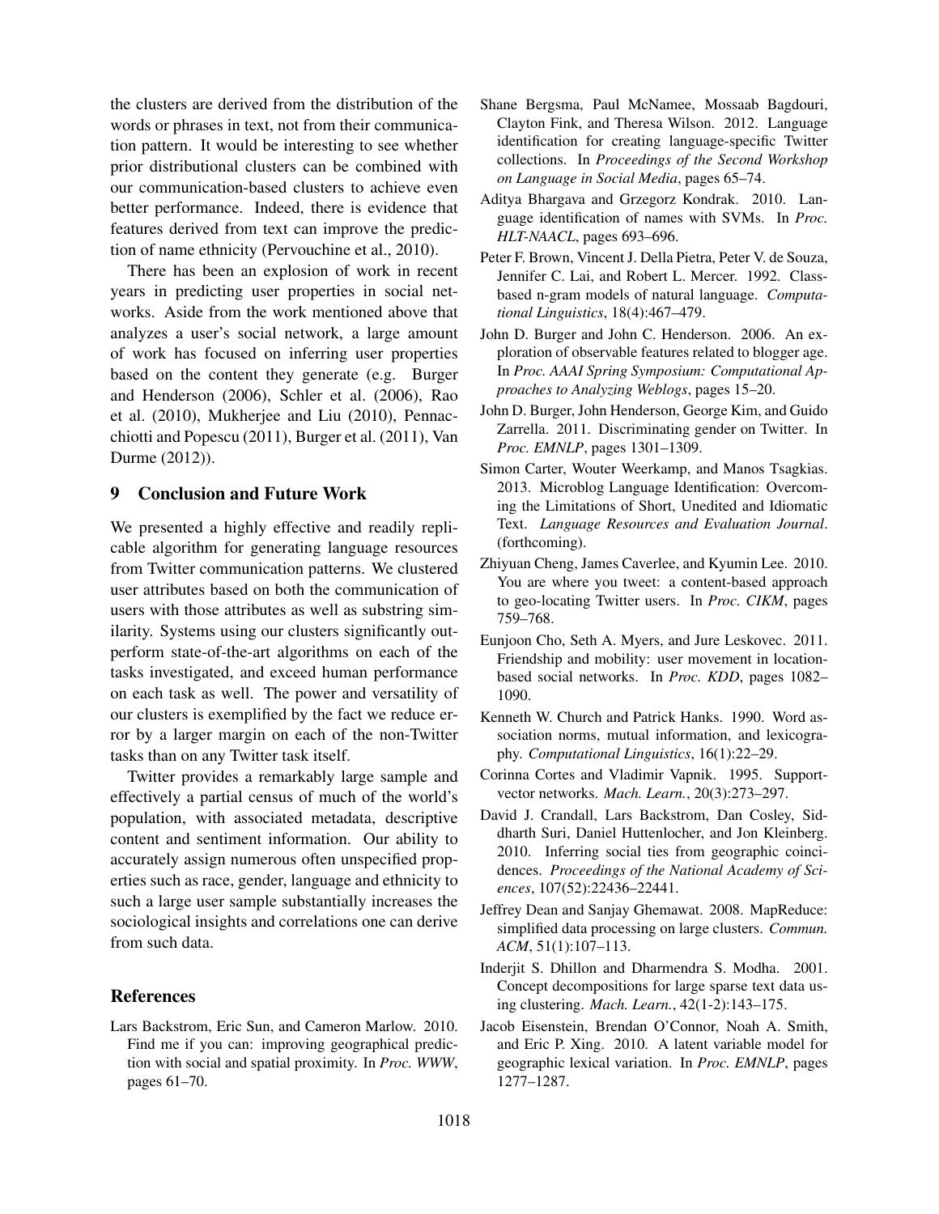the clusters are derived from the distribution of the words or phrases in text, not from their communication pattern. It would be interesting to see whether prior distributional clusters can be combined with our communication-based clusters to achieve even better performance. Indeed, there is evidence that features derived from text can improve the prediction of name ethnicity (Pervouchine et al., 2010).

There has been an explosion of work in recent years in predicting user properties in social networks. Aside from the work mentioned above that analyzes a user's social network, a large amount of work has focused on inferring user properties based on the content they generate (e.g. Burger and Henderson (2006), Schler et al. (2006), Rao et al. (2010), Mukherjee and Liu (2010), Pennacchiotti and Popescu (2011), Burger et al. (2011), Van Durme (2012)).

## 9 Conclusion and Future Work

We presented a highly effective and readily replicable algorithm for generating language resources from Twitter communication patterns. We clustered user attributes based on both the communication of users with those attributes as well as substring similarity. Systems using our clusters significantly outperform state-of-the-art algorithms on each of the tasks investigated, and exceed human performance on each task as well. The power and versatility of our clusters is exemplified by the fact we reduce error by a larger margin on each of the non-Twitter tasks than on any Twitter task itself.

Twitter provides a remarkably large sample and effectively a partial census of much of the world's population, with associated metadata, descriptive content and sentiment information. Our ability to accurately assign numerous often unspecified properties such as race, gender, language and ethnicity to such a large user sample substantially increases the sociological insights and correlations one can derive from such data.

## References

Lars Backstrom, Eric Sun, and Cameron Marlow. 2010. Find me if you can: improving geographical prediction with social and spatial proximity. In *Proc. WWW*, pages 61–70.

Shane Bergsma, Paul McNamee, Mossaab Bagdouri, Clayton Fink, and Theresa Wilson. 2012. Language identification for creating language-specific Twitter collections. In *Proceedings of the Second Workshop on Language in Social Media*, pages 65–74.

Aditya Bhargava and Grzegorz Kondrak. 2010. Language identification of names with SVMs. In *Proc. HLT-NAACL*, pages 693–696.

Peter F. Brown, Vincent J. Della Pietra, Peter V. de Souza, Jennifer C. Lai, and Robert L. Mercer. 1992. Class-based n-gram models of natural language. *Computational Linguistics*, 18(4):467–479.

John D. Burger and John C. Henderson. 2006. An exploration of observable features related to blogger age. In *Proc. AAAI Spring Symposium: Computational Approaches to Analyzing Weblogs*, pages 15–20.

John D. Burger, John Henderson, George Kim, and Guido Zarrella. 2011. Discriminating gender on Twitter. In *Proc. EMNLP*, pages 1301–1309.

Simon Carter, Wouter Weerkamp, and Manos Tsagkias. 2013. Microblog Language Identification: Overcoming the Limitations of Short, Unedited and Idiomatic Text. *Language Resources and Evaluation Journal*. (forthcoming).

Zhiyuan Cheng, James Caverlee, and Kyumin Lee. 2010. You are where you tweet: a content-based approach to geo-locating Twitter users. In *Proc. CIKM*, pages 759–768.

Eunjoon Cho, Seth A. Myers, and Jure Leskovec. 2011. Friendship and mobility: user movement in location-based social networks. In *Proc. KDD*, pages 1082–1090.

Kenneth W. Church and Patrick Hanks. 1990. Word association norms, mutual information, and lexicography. *Computational Linguistics*, 16(1):22–29.

Corinna Cortes and Vladimir Vapnik. 1995. Support-vector networks. *Mach. Learn.*, 20(3):273–297.

David J. Crandall, Lars Backstrom, Dan Cosley, Siddharth Suri, Daniel Huttenlocher, and Jon Kleinberg. 2010. Inferring social ties from geographic coincidences. *Proceedings of the National Academy of Sciences*, 107(52):22436–22441.

Jeffrey Dean and Sanjay Ghemawat. 2008. MapReduce: simplified data processing on large clusters. *Commun. ACM*, 51(1):107–113.

Inderjit S. Dhillon and Dharmendra S. Modha. 2001. Concept decompositions for large sparse text data using clustering. *Mach. Learn.*, 42(1-2):143–175.

Jacob Eisenstein, Brendan O'Connor, Noah A. Smith, and Eric P. Xing. 2010. A latent variable model for geographic lexical variation. In *Proc. EMNLP*, pages 1277–1287.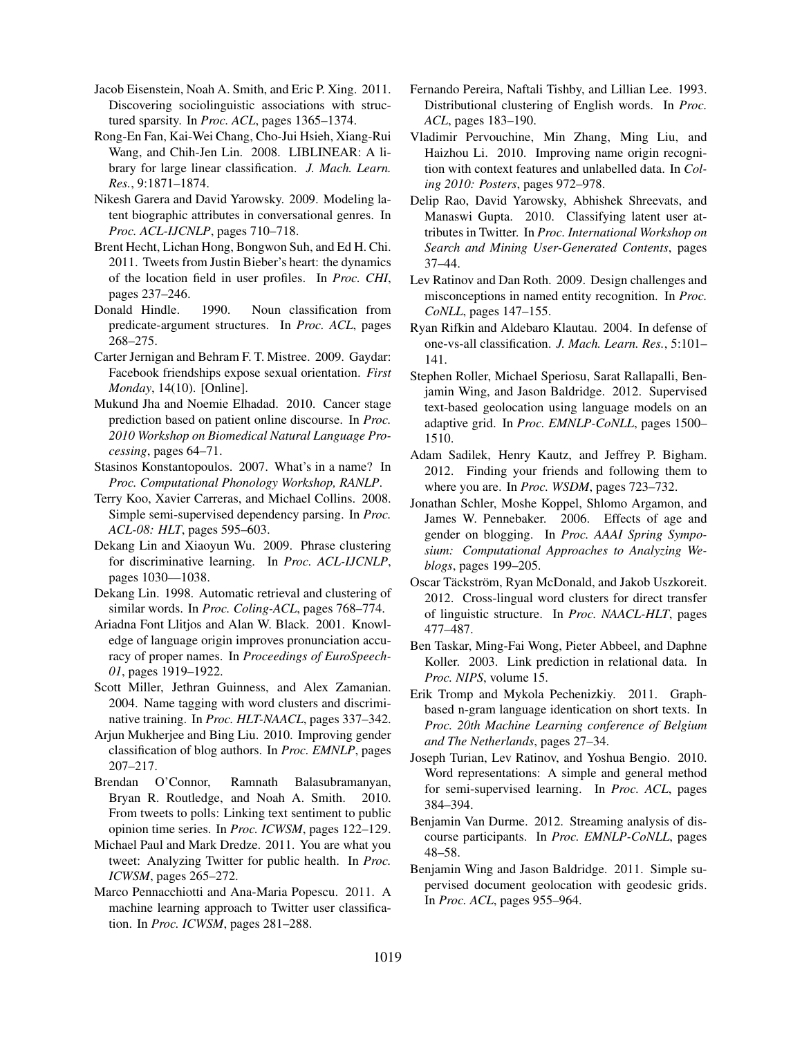Jacob Eisenstein, Noah A. Smith, and Eric P. Xing. 2011. Discovering sociolinguistic associations with structured sparsity. In *Proc. ACL*, pages 1365–1374.

Rong-En Fan, Kai-Wei Chang, Cho-Jui Hsieh, Xiang-Rui Wang, and Chih-Jen Lin. 2008. LIBLINEAR: A library for large linear classification. *J. Mach. Learn. Res.*, 9:1871–1874.

Nikesh Garera and David Yarowsky. 2009. Modeling latent biographic attributes in conversational genres. In *Proc. ACL-IJCNLP*, pages 710–718.

Brent Hecht, Lichan Hong, Bongwon Suh, and Ed H. Chi. 2011. Tweets from Justin Bieber's heart: the dynamics of the location field in user profiles. In *Proc. CHI*, pages 237–246.

Donald Hindle. 1990. Noun classification from predicate-argument structures. In *Proc. ACL*, pages 268–275.

Carter Jernigan and Behram F. T. Mistree. 2009. Gaydar: Facebook friendships expose sexual orientation. *First Monday*, 14(10). [Online].

Mukund Jha and Noemie Elhadad. 2010. Cancer stage prediction based on patient online discourse. In *Proc. 2010 Workshop on Biomedical Natural Language Processing*, pages 64–71.

Stasinos Konstantopoulos. 2007. What's in a name? In *Proc. Computational Phonology Workshop, RANLP*.

Terry Koo, Xavier Carreras, and Michael Collins. 2008. Simple semi-supervised dependency parsing. In *Proc. ACL-08: HLT*, pages 595–603.

Dekang Lin and Xiaoyun Wu. 2009. Phrase clustering for discriminative learning. In *Proc. ACL-IJCNLP*, pages 1030—1038.

Dekang Lin. 1998. Automatic retrieval and clustering of similar words. In *Proc. Coling-ACL*, pages 768–774.

Ariadna Font Llitjos and Alan W. Black. 2001. Knowledge of language origin improves pronunciation accuracy of proper names. In *Proceedings of EuroSpeech-01*, pages 1919–1922.

Scott Miller, Jethran Guinness, and Alex Zamanian. 2004. Name tagging with word clusters and discriminative training. In *Proc. HLT-NAACL*, pages 337–342.

Arjun Mukherjee and Bing Liu. 2010. Improving gender classification of blog authors. In *Proc. EMNLP*, pages 207–217.

Brendan O'Connor, Ramnath Balasubramanyan, Bryan R. Routledge, and Noah A. Smith. 2010. From tweets to polls: Linking text sentiment to public opinion time series. In *Proc. ICWSM*, pages 122–129.

Michael Paul and Mark Dredze. 2011. You are what you tweet: Analyzing Twitter for public health. In *Proc. ICWSM*, pages 265–272.

Marco Pennacchiotti and Ana-Maria Popescu. 2011. A machine learning approach to Twitter user classification. In *Proc. ICWSM*, pages 281–288.

Fernando Pereira, Naftali Tishby, and Lillian Lee. 1993. Distributional clustering of English words. In *Proc. ACL*, pages 183–190.

Vladimir Pervouchine, Min Zhang, Ming Liu, and Haizhou Li. 2010. Improving name origin recognition with context features and unlabelled data. In *Coling 2010: Posters*, pages 972–978.

Delip Rao, David Yarowsky, Abhishek Shreevats, and Manaswi Gupta. 2010. Classifying latent user attributes in Twitter. In *Proc. International Workshop on Search and Mining User-Generated Contents*, pages 37–44.

Lev Ratinov and Dan Roth. 2009. Design challenges and misconceptions in named entity recognition. In *Proc. CoNLL*, pages 147–155.

Ryan Rifkin and Aldebaro Klautau. 2004. In defense of one-vs-all classification. *J. Mach. Learn. Res.*, 5:101–141.

Stephen Roller, Michael Speriosu, Sarat Rallapalli, Benjamin Wing, and Jason Baldridge. 2012. Supervised text-based geolocation using language models on an adaptive grid. In *Proc. EMNLP-CoNLL*, pages 1500–1510.

Adam Sadilek, Henry Kautz, and Jeffrey P. Bigham. 2012. Finding your friends and following them to where you are. In *Proc. WSDM*, pages 723–732.

Jonathan Schler, Moshe Koppel, Shlomo Argamon, and James W. Pennebaker. 2006. Effects of age and gender on blogging. In *Proc. AAAI Spring Symposium: Computational Approaches to Analyzing Weblogs*, pages 199–205.

Oscar Täckström, Ryan McDonald, and Jakob Uszkoreit. 2012. Cross-lingual word clusters for direct transfer of linguistic structure. In *Proc. NAACL-HLT*, pages 477–487.

Ben Taskar, Ming-Fai Wong, Pieter Abbeel, and Daphne Koller. 2003. Link prediction in relational data. In *Proc. NIPS*, volume 15.

Erik Tromp and Mykola Pechenizkiy. 2011. Graph-based n-gram language identication on short texts. In *Proc. 20th Machine Learning conference of Belgium and The Netherlands*, pages 27–34.

Joseph Turian, Lev Ratinov, and Yoshua Bengio. 2010. Word representations: A simple and general method for semi-supervised learning. In *Proc. ACL*, pages 384–394.

Benjamin Van Durme. 2012. Streaming analysis of discourse participants. In *Proc. EMNLP-CoNLL*, pages 48–58.

Benjamin Wing and Jason Baldridge. 2011. Simple supervised document geolocation with geodesic grids. In *Proc. ACL*, pages 955–964.